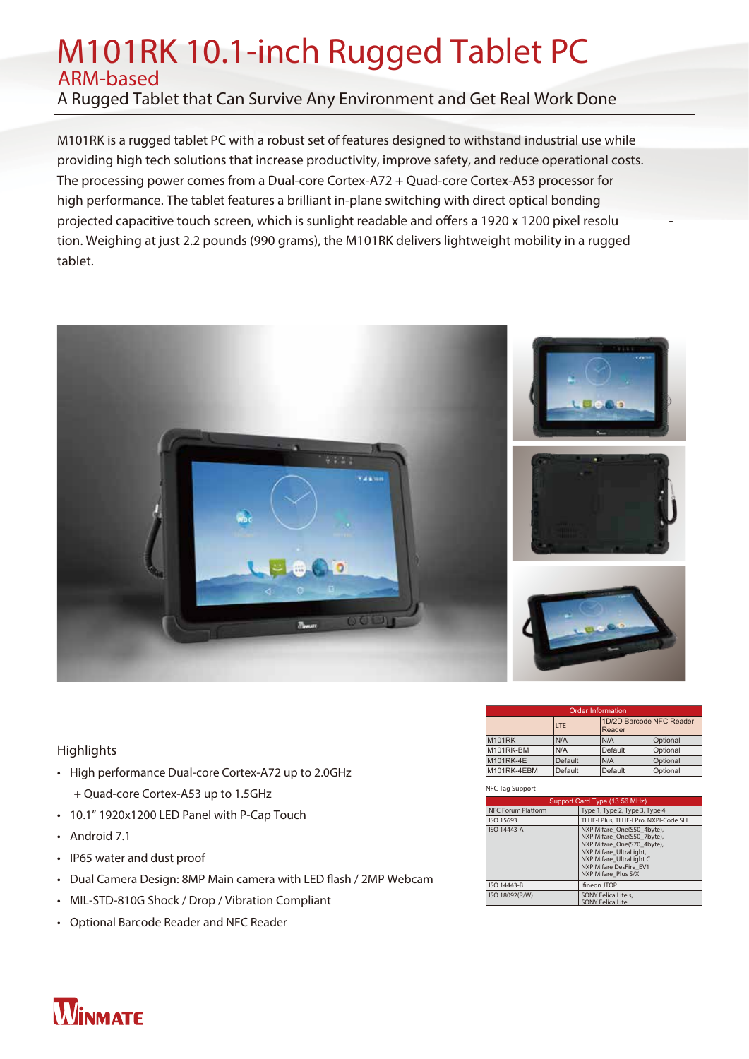# M101RK 10.1-inch Rugged Tablet PC

## ARM-based

### A Rugged Tablet that Can Survive Any Environment and Get Real Work Done

M101RK is a rugged tablet PC with a robust set of features designed to withstand industrial use while providing high tech solutions that increase productivity, improve safety, and reduce operational costs. The processing power comes from a Dual-core Cortex-A72 + Quad-core Cortex-A53 processor for high performance. The tablet features a brilliant in-plane switching with direct optical bonding projected capacitive touch screen, which is sunlight readable and offers a 1920 x 1200 pixel resolution. Weighing at just 2.2 pounds (990 grams), the M101RK delivers lightweight mobility in a rugged tablet.

### Highlights

- High performance Dual-core Cortex-A72 up to 2.0GHz + Quad-core Cortex-A53 up to 1.5GHz
- 10.1" 1920x1200 LED Panel with P-Cap Touch
- Android 7.1
- IP65 water and dust proof
- Dual Camera Design: 8MP Main camera with LED flash / 2MP Webcam
- MIL-STD-810G Shock / Drop / Vibration Compliant
- Optional Barcode Reader and NFC Reader

| Order Information | | | |
|---|---|---|---|
| | LTE | 1D/2D Barcode Reader | NFC Reader |
| M101RK | N/A | N/A | Optional |
| M101RK-BM | N/A | Default | Optional |
| M101RK-4E | Default | N/A | Optional |
| M101RK-4EBM | Default | Default | Optional |

NFC Tag Support

| Support Card Type (13.56 MHz) | |
|---|---|
| NFC Forum Platform | Type 1, Type 2, Type 3, Type 4 |
| ISO 15693 | TI HF-I Plus, TI HF-I Pro, NXPI-Code SLI |
| ISO 14443-A | NXP Mifare_One(S50_4byte), NXP Mifare_One(S50_7byte), NXP Mifare_One(S70_4byte), NXP Mifare_UltraLight, NXP Mifare_UltraLight C, NXP Mifare DesFire_EV1, NXP Mifare_Plus S/X |
| ISO 14443-B | Ifineon JTOP |
| ISO 18092(R/W) | SONY Felica Lite s, SONY Felica Lite |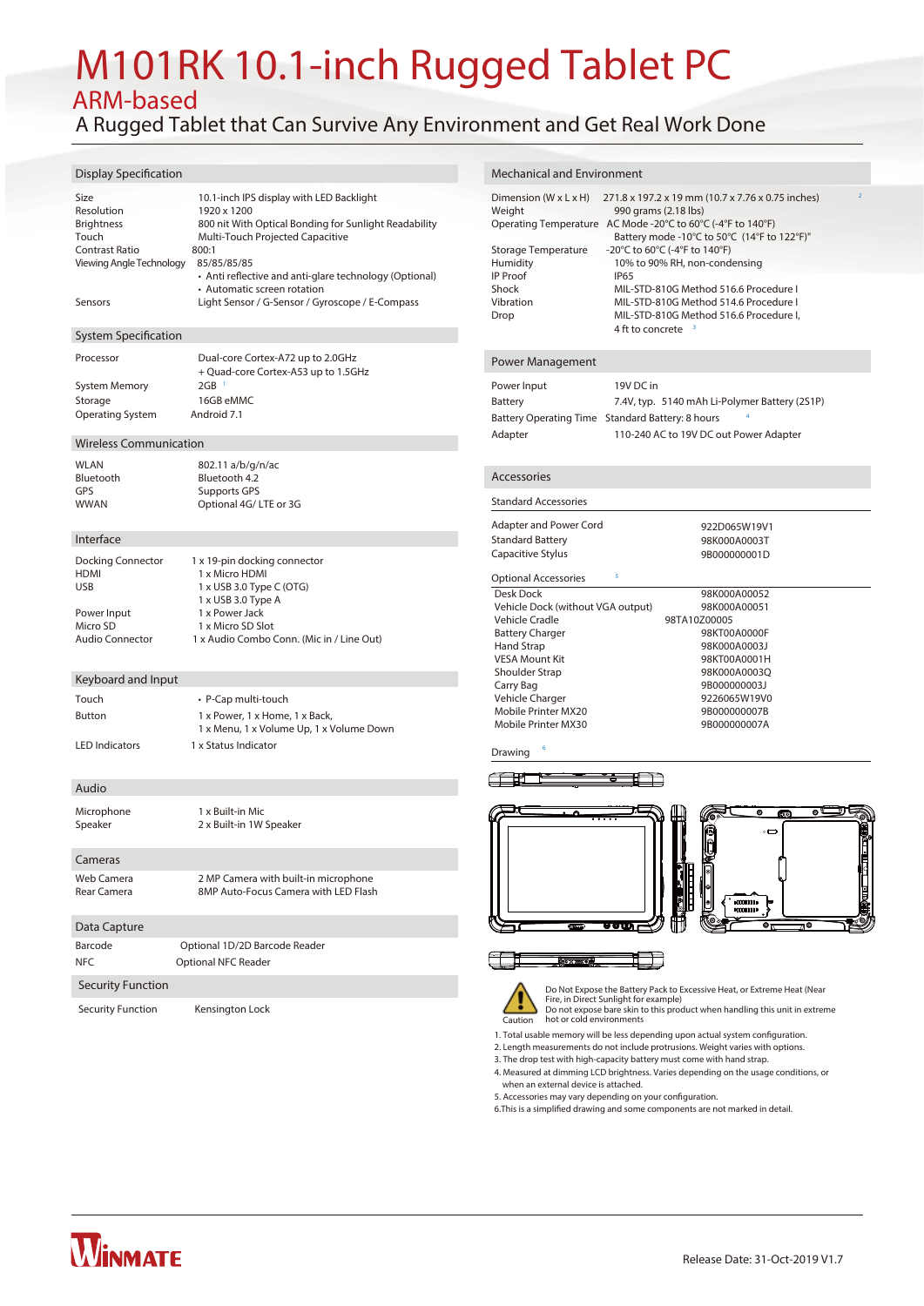# M101RK 10.1-inch Rugged Tablet PC

## ARM-based

### A Rugged Tablet that Can Survive Any Environment and Get Real Work Done

## Display Specification

| | |
|---|---|
| Size | 10.1-inch IPS display with LED Backlight |
| Resolution | 1920 x 1200 |
| Brightness | 800 nit With Optical Bonding for Sunlight Readability |
| Touch | Multi-Touch Projected Capacitive |
| Contrast Ratio | 800:1 |
| Viewing Angle Technology | 85/85/85/85<br>• Anti reflective and anti-glare technology (Optional)<br>• Automatic screen rotation |
| Sensors | Light Sensor / G-Sensor / Gyroscope / E-Compass |

## System Specification

| | |
|---|---|
| Processor | Dual-core Cortex-A72 up to 2.0GHz<br>+ Quad-core Cortex-A53 up to 1.5GHz |
| System Memory | 2GB [1] |
| Storage | 16GB eMMC |
| Operating System | Android 7.1 |

## Wireless Communication

| | |
|---|---|
| WLAN | 802.11 a/b/g/n/ac |
| Bluetooth | Bluetooth 4.2 |
| GPS | Supports GPS |
| WWAN | Optional 4G/ LTE or 3G |

## Interface

| | |
|---|---|
| Docking Connector | 1 x 19-pin docking connector |
| HDMI | 1 x Micro HDMI |
| USB | 1 x USB 3.0 Type C (OTG)<br>1 x USB 3.0 Type A |
| Power Input | 1 x Power Jack |
| Micro SD | 1 x Micro SD Slot |
| Audio Connector | 1 x Audio Combo Conn. (Mic in / Line Out) |

## Keyboard and Input

| | |
|---|---|
| Touch | • P-Cap multi-touch |
| Button | 1 x Power, 1 x Home, 1 x Back,<br>1 x Menu, 1 x Volume Up, 1 x Volume Down |
| LED Indicators | 1 x Status Indicator |

## Audio

| | |
|---|---|
| Microphone | 1 x Built-in Mic |
| Speaker | 2 x Built-in 1W Speaker |

## Cameras

| | |
|---|---|
| Web Camera | 2 MP Camera with built-in microphone |
| Rear Camera | 8MP Auto-Focus Camera with LED Flash |

## Data Capture

| | |
|---|---|
| Barcode | Optional 1D/2D Barcode Reader |
| NFC | Optional NFC Reader |

## Security Function

| | |
|---|---|
| Security Function | Kensington Lock |

## Mechanical and Environment

| | |
|---|---|
| Dimension (W x L x H) | 271.8 x 197.2 x 19 mm (10.7 x 7.76 x 0.75 inches) [2] |
| Weight | 990 grams (2.18 lbs) |
| Operating Temperature | AC Mode -20°C to 60°C (-4°F to 140°F)<br>Battery mode -10°C to 50°C (14°F to 122°F)" |
| Storage Temperature | -20°C to 60°C (-4°F to 140°F) |
| Humidity | 10% to 90% RH, non-condensing |
| IP Proof | IP65 |
| Shock | MIL-STD-810G Method 516.6 Procedure I |
| Vibration | MIL-STD-810G Method 514.6 Procedure I |
| Drop | MIL-STD-810G Method 516.6 Procedure I,<br>4 ft to concrete [3] |

## Power Management

| | |
|---|---|
| Power Input | 19V DC in |
| Battery | 7.4V, typ. 5140 mAh Li-Polymer Battery (2S1P) |
| Battery Operating Time | Standard Battery: 8 hours [4] |
| Adapter | 110-240 AC to 19V DC out Power Adapter |

## Accessories

### Standard Accessories

| | |
|---|---|
| Adapter and Power Cord | 922D065W19V1 |
| Standard Battery | 98K000A0003T |
| Capacitive Stylus | 9B000000001D |

### Optional Accessories [5]

| | |
|---|---|
| Desk Dock | 98K000A00052 |
| Vehicle Dock (without VGA output) | 98K000A00051 |
| Vehicle Cradle | 98TA10Z00005 |
| Battery Charger | 98KT00A0000F |
| Hand Strap | 98K000A0003J |
| VESA Mount Kit | 98KT00A0001H |
| Shoulder Strap | 98K000A0003Q |
| Carry Bag | 9B000000003J |
| Vehicle Charger | 9226065W19V0 |
| Mobile Printer MX20 | 9B000000007B |
| Mobile Printer MX30 | 9B000000007A |

### Drawing [6]

Caution

Do Not Expose the Battery Pack to Excessive Heat, or Extreme Heat (Near Fire, in Direct Sunlight for example)
Do not expose bare skin to this product when handling this unit in extreme hot or cold environments

1. Total usable memory will be less depending upon actual system configuration.
2. Length measurements do not include protrusions. Weight varies with options.
3. The drop test with high-capacity battery must come with hand strap.
4. Measured at dimming LCD brightness. Varies depending on the usage conditions, or when an external device is attached.
5. Accessories may vary depending on your configuration.
6. This is a simplified drawing and some components are not marked in detail.

Release Date: 31-Oct-2019 V1.7